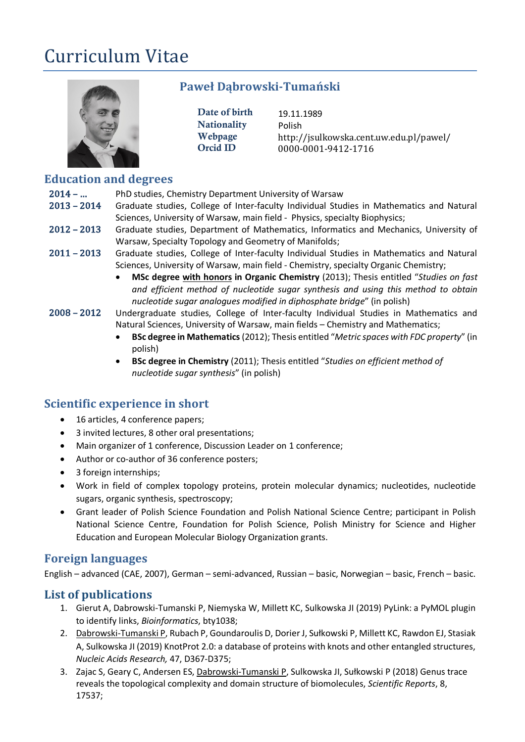# Curriculum Vitae

## Paweł Dąbrowski-Tumański

**Date of birth** 19.11.1989
**Nationality** Polish
**Webpage** http://jsulkowska.cent.uw.edu.pl/pawel/
**Orcid ID** 0000-0001-9412-1716

## Education and degrees

**2014 – …** PhD studies, Chemistry Department University of Warsaw

**2013 – 2014** Graduate studies, College of Inter-faculty Individual Studies in Mathematics and Natural Sciences, University of Warsaw, main field - Physics, specialty Biophysics;

**2012 – 2013** Graduate studies, Department of Mathematics, Informatics and Mechanics, University of Warsaw, Specialty Topology and Geometry of Manifolds;

**2011 – 2013** Graduate studies, College of Inter-faculty Individual Studies in Mathematics and Natural Sciences, University of Warsaw, main field - Chemistry, specialty Organic Chemistry;

- **MSc degree with honors in Organic Chemistry** (2013); Thesis entitled "*Studies on fast and efficient method of nucleotide sugar synthesis and using this method to obtain nucleotide sugar analogues modified in diphosphate bridge*" (in polish)

**2008 – 2012** Undergraduate studies, College of Inter-faculty Individual Studies in Mathematics and Natural Sciences, University of Warsaw, main fields – Chemistry and Mathematics;

- **BSc degree in Mathematics** (2012); Thesis entitled "*Metric spaces with FDC property*" (in polish)
- **BSc degree in Chemistry** (2011); Thesis entitled "*Studies on efficient method of nucleotide sugar synthesis*" (in polish)

## Scientific experience in short

- 16 articles, 4 conference papers;
- 3 invited lectures, 8 other oral presentations;
- Main organizer of 1 conference, Discussion Leader on 1 conference;
- Author or co-author of 36 conference posters;
- 3 foreign internships;
- Work in field of complex topology proteins, protein molecular dynamics; nucleotides, nucleotide sugars, organic synthesis, spectroscopy;
- Grant leader of Polish Science Foundation and Polish National Science Centre; participant in Polish National Science Centre, Foundation for Polish Science, Polish Ministry for Science and Higher Education and European Molecular Biology Organization grants.

## Foreign languages

English – advanced (CAE, 2007), German – semi-advanced, Russian – basic, Norwegian – basic, French – basic.

## List of publications

1. Gierut A, Dabrowski-Tumanski P, Niemyska W, Millett KC, Sulkowska JI (2019) PyLink: a PyMOL plugin to identify links, *Bioinformatics*, bty1038;
2. Dabrowski-Tumanski P, Rubach P, Goundaroulis D, Dorier J, Sułkowski P, Millett KC, Rawdon EJ, Stasiak A, Sulkowska JI (2019) KnotProt 2.0: a database of proteins with knots and other entangled structures, *Nucleic Acids Research,* 47, D367-D375;
3. Zajac S, Geary C, Andersen ES, Dabrowski-Tumanski P, Sulkowska JI, Sułkowski P (2018) Genus trace reveals the topological complexity and domain structure of biomolecules, *Scientific Reports*, 8, 17537;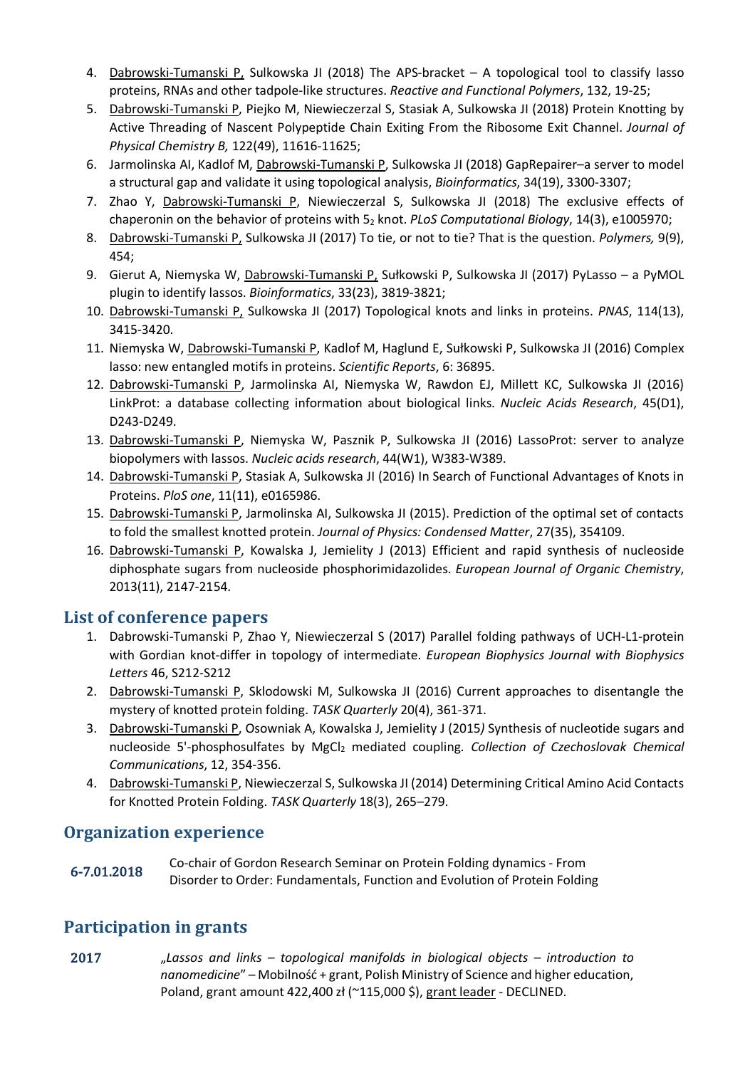4. Dabrowski-Tumanski P, Sulkowska JI (2018) The APS-bracket – A topological tool to classify lasso proteins, RNAs and other tadpole-like structures. *Reactive and Functional Polymers*, 132, 19-25;
5. Dabrowski-Tumanski P, Piejko M, Niewieczerzal S, Stasiak A, Sulkowska JI (2018) Protein Knotting by Active Threading of Nascent Polypeptide Chain Exiting From the Ribosome Exit Channel. *Journal of Physical Chemistry B,* 122(49), 11616-11625;
6. Jarmolinska AI, Kadlof M, Dabrowski-Tumanski P, Sulkowska JI (2018) GapRepairer–a server to model a structural gap and validate it using topological analysis, *Bioinformatics*, 34(19), 3300-3307;
7. Zhao Y, Dabrowski-Tumanski P, Niewieczerzal S, Sulkowska JI (2018) The exclusive effects of chaperonin on the behavior of proteins with $5_2$ knot. *PLoS Computational Biology*, 14(3), e1005970;
8. Dabrowski-Tumanski P, Sulkowska JI (2017) To tie, or not to tie? That is the question. *Polymers,* 9(9), 454;
9. Gierut A, Niemyska W, Dabrowski-Tumanski P, Sułkowski P, Sulkowska JI (2017) PyLasso – a PyMOL plugin to identify lassos. *Bioinformatics*, 33(23), 3819-3821;
10. Dabrowski-Tumanski P, Sulkowska JI (2017) Topological knots and links in proteins. *PNAS*, 114(13), 3415-3420.
11. Niemyska W, Dabrowski-Tumanski P, Kadlof M, Haglund E, Sułkowski P, Sulkowska JI (2016) Complex lasso: new entangled motifs in proteins. *Scientific Reports*, 6: 36895.
12. Dabrowski-Tumanski P, Jarmolinska AI, Niemyska W, Rawdon EJ, Millett KC, Sulkowska JI (2016) LinkProt: a database collecting information about biological links. *Nucleic Acids Research*, 45(D1), D243-D249.
13. Dabrowski-Tumanski P, Niemyska W, Pasznik P, Sulkowska JI (2016) LassoProt: server to analyze biopolymers with lassos. *Nucleic acids research*, 44(W1), W383-W389.
14. Dabrowski-Tumanski P, Stasiak A, Sulkowska JI (2016) In Search of Functional Advantages of Knots in Proteins. *PloS one*, 11(11), e0165986.
15. Dabrowski-Tumanski P, Jarmolinska AI, Sulkowska JI (2015). Prediction of the optimal set of contacts to fold the smallest knotted protein. *Journal of Physics: Condensed Matter*, 27(35), 354109.
16. Dabrowski-Tumanski P, Kowalska J, Jemielity J (2013) Efficient and rapid synthesis of nucleoside diphosphate sugars from nucleoside phosphorimidazolides. *European Journal of Organic Chemistry*, 2013(11), 2147-2154.

## List of conference papers

1. Dabrowski-Tumanski P, Zhao Y, Niewieczerzal S (2017) Parallel folding pathways of UCH-L1-protein with Gordian knot-differ in topology of intermediate. *European Biophysics Journal with Biophysics Letters* 46, S212-S212
2. Dabrowski-Tumanski P, Sklodowski M, Sulkowska JI (2016) Current approaches to disentangle the mystery of knotted protein folding. *TASK Quarterly* 20(4), 361-371.
3. Dabrowski-Tumanski P, Osowniak A, Kowalska J, Jemielity J (2015*)* Synthesis of nucleotide sugars and nucleoside 5'-phosphosulfates by $MgCl_2$ mediated coupling. *Collection of Czechoslovak Chemical Communications*, 12, 354-356.
4. Dabrowski-Tumanski P, Niewieczerzal S, Sulkowska JI (2014) Determining Critical Amino Acid Contacts for Knotted Protein Folding. *TASK Quarterly* 18(3), 265–279.

## Organization experience

**6-7.01.2018** Co-chair of Gordon Research Seminar on Protein Folding dynamics - From Disorder to Order: Fundamentals, Function and Evolution of Protein Folding

## Participation in grants

**2017** *„Lassos and links – topological manifolds in biological objects – introduction to nanomedicine*" – Mobilność + grant, Polish Ministry of Science and higher education, Poland, grant amount 422,400 zł (~115,000 $), grant leader - DECLINED.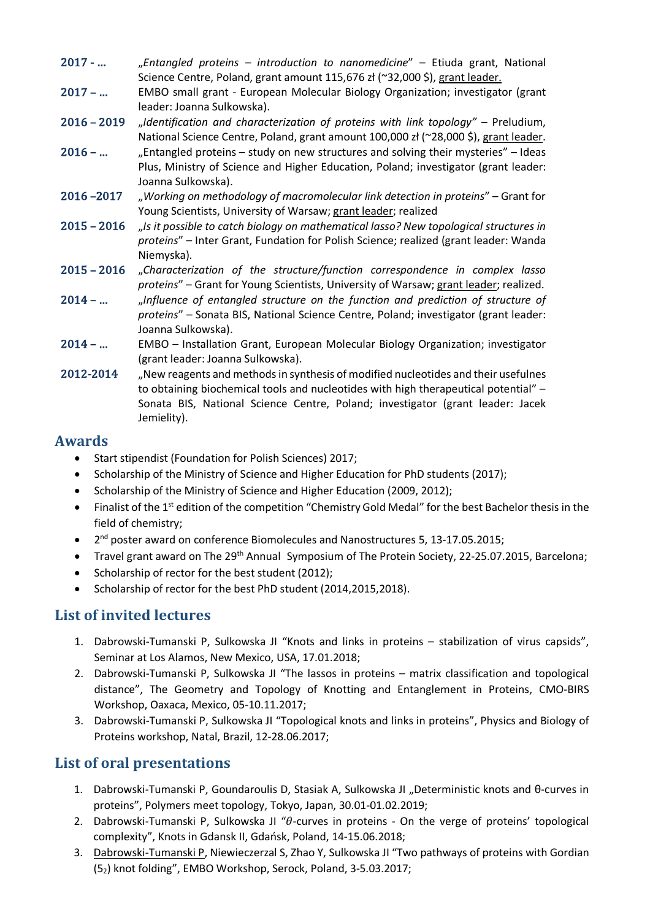**2017 - …** „*Entangled proteins – introduction to nanomedicine*" – Etiuda grant, National Science Centre, Poland, grant amount 115,676 zł (~32,000 $), grant leader.

**2017 – …** EMBO small grant - European Molecular Biology Organization; investigator (grant leader: Joanna Sulkowska).

**2016 – 2019** „*Identification and characterization of proteins with link topology"* – Preludium, National Science Centre, Poland, grant amount 100,000 zł (~28,000 $), grant leader.

**2016 – …** „Entangled proteins – study on new structures and solving their mysteries" – Ideas Plus, Ministry of Science and Higher Education, Poland; investigator (grant leader: Joanna Sulkowska).

**2016 –2017** „*Working on methodology of macromolecular link detection in proteins*" – Grant for Young Scientists, University of Warsaw; grant leader; realized

**2015 – 2016** „*Is it possible to catch biology on mathematical lasso? New topological structures in proteins*" – Inter Grant, Fundation for Polish Science; realized (grant leader: Wanda Niemyska).

**2015 – 2016** „*Characterization of the structure/function correspondence in complex lasso proteins*" – Grant for Young Scientists, University of Warsaw; grant leader; realized.

**2014 – …** „*Influence of entangled structure on the function and prediction of structure of proteins*" – Sonata BIS, National Science Centre, Poland; investigator (grant leader: Joanna Sulkowska).

**2014 – …** EMBO – Installation Grant, European Molecular Biology Organization; investigator (grant leader: Joanna Sulkowska).

**2012-2014** „New reagents and methods in synthesis of modified nucleotides and their usefulnes to obtaining biochemical tools and nucleotides with high therapeutical potential" – Sonata BIS, National Science Centre, Poland; investigator (grant leader: Jacek Jemielity).

## Awards

- Start stipendist (Foundation for Polish Sciences) 2017;
- Scholarship of the Ministry of Science and Higher Education for PhD students (2017);
- Scholarship of the Ministry of Science and Higher Education (2009, 2012);
- Finalist of the 1st edition of the competition "Chemistry Gold Medal" for the best Bachelor thesis in the field of chemistry;
- 2nd poster award on conference Biomolecules and Nanostructures 5, 13-17.05.2015;
- Travel grant award on The 29th Annual Symposium of The Protein Society, 22-25.07.2015, Barcelona;
- Scholarship of rector for the best student (2012);
- Scholarship of rector for the best PhD student (2014,2015,2018).

## List of invited lectures

1. Dabrowski-Tumanski P, Sulkowska JI "Knots and links in proteins – stabilization of virus capsids", Seminar at Los Alamos, New Mexico, USA, 17.01.2018;
2. Dabrowski-Tumanski P, Sulkowska JI "The lassos in proteins – matrix classification and topological distance", The Geometry and Topology of Knotting and Entanglement in Proteins, CMO-BIRS Workshop, Oaxaca, Mexico, 05-10.11.2017;
3. Dabrowski-Tumanski P, Sulkowska JI "Topological knots and links in proteins", Physics and Biology of Proteins workshop, Natal, Brazil, 12-28.06.2017;

## List of oral presentations

1. Dabrowski-Tumanski P, Goundaroulis D, Stasiak A, Sulkowska JI „Deterministic knots and θ-curves in proteins", Polymers meet topology, Tokyo, Japan, 30.01-01.02.2019;
2. Dabrowski-Tumanski P, Sulkowska JI "*θ*-curves in proteins - On the verge of proteins' topological complexity", Knots in Gdansk II, Gdańsk, Poland, 14-15.06.2018;
3. Dabrowski-Tumanski P, Niewieczerzal S, Zhao Y, Sulkowska JI "Two pathways of proteins with Gordian ($5_2$) knot folding", EMBO Workshop, Serock, Poland, 3-5.03.2017;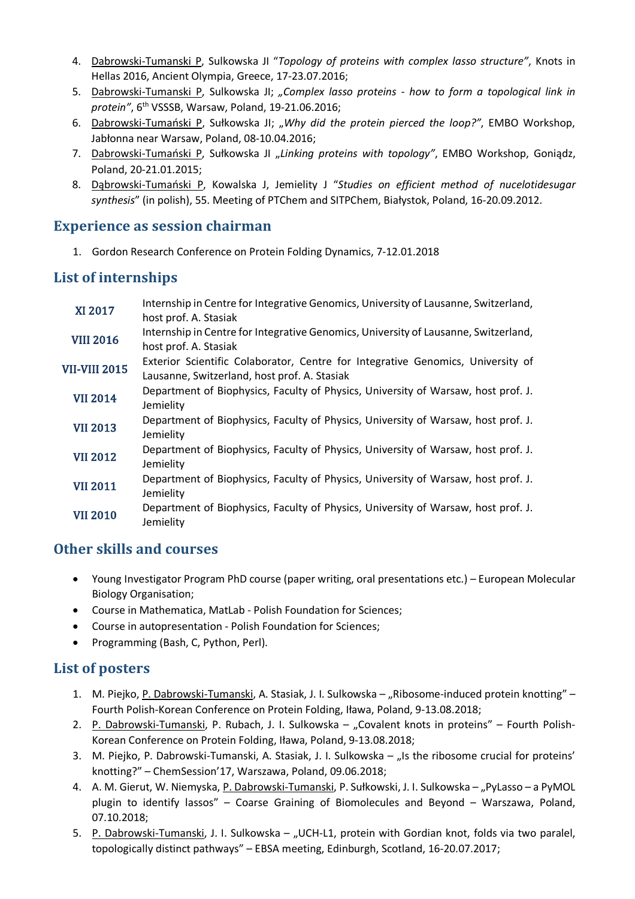4. <u>Dabrowski-Tumanski P</u>, Sulkowska JI "*Topology of proteins with complex lasso structure"*, Knots in Hellas 2016, Ancient Olympia, Greece, 17-23.07.2016;
5. <u>Dabrowski-Tumanski P</u>, Sulkowska JI; *„Complex lasso proteins - how to form a topological link in protein"*, 6th VSSSB, Warsaw, Poland, 19-21.06.2016;
6. <u>Dabrowski-Tumański P</u>, Sułkowska JI; *„Why did the protein pierced the loop?"*, EMBO Workshop, Jabłonna near Warsaw, Poland, 08-10.04.2016;
7. <u>Dabrowski-Tumański P</u>, Sułkowska JI *„Linking proteins with topology"*, EMBO Workshop, Goniądz, Poland, 20-21.01.2015;
8. <u>Dąbrowski-Tumański P</u>, Kowalska J, Jemielity J "*Studies on efficient method of nucelotidesugar synthesis*" (in polish), 55. Meeting of PTChem and SITPChem, Białystok, Poland, 16-20.09.2012.

## Experience as session chairman

1. Gordon Research Conference on Protein Folding Dynamics, 7-12.01.2018

## List of internships

| | |
|---|---|
| **XI 2017** | Internship in Centre for Integrative Genomics, University of Lausanne, Switzerland, host prof. A. Stasiak |
| **VIII 2016** | Internship in Centre for Integrative Genomics, University of Lausanne, Switzerland, host prof. A. Stasiak |
| **VII-VIII 2015** | Exterior Scientific Colaborator, Centre for Integrative Genomics, University of Lausanne, Switzerland, host prof. A. Stasiak |
| **VII 2014** | Department of Biophysics, Faculty of Physics, University of Warsaw, host prof. J. Jemielity |
| **VII 2013** | Department of Biophysics, Faculty of Physics, University of Warsaw, host prof. J. Jemielity |
| **VII 2012** | Department of Biophysics, Faculty of Physics, University of Warsaw, host prof. J. Jemielity |
| **VII 2011** | Department of Biophysics, Faculty of Physics, University of Warsaw, host prof. J. Jemielity |
| **VII 2010** | Department of Biophysics, Faculty of Physics, University of Warsaw, host prof. J. Jemielity |

## Other skills and courses

- Young Investigator Program PhD course (paper writing, oral presentations etc.) – European Molecular Biology Organisation;
- Course in Mathematica, MatLab - Polish Foundation for Sciences;
- Course in autopresentation - Polish Foundation for Sciences;
- Programming (Bash, C, Python, Perl).

## List of posters

1. M. Piejko, <u>P. Dabrowski-Tumanski</u>, A. Stasiak, J. I. Sulkowska – „Ribosome-induced protein knotting" – Fourth Polish-Korean Conference on Protein Folding, Iława, Poland, 9-13.08.2018;
2. <u>P. Dabrowski-Tumanski</u>, P. Rubach, J. I. Sulkowska – „Covalent knots in proteins" – Fourth Polish-Korean Conference on Protein Folding, Iława, Poland, 9-13.08.2018;
3. M. Piejko, P. Dabrowski-Tumanski, A. Stasiak, J. I. Sulkowska – „Is the ribosome crucial for proteins' knotting?" – ChemSession'17, Warszawa, Poland, 09.06.2018;
4. A. M. Gierut, W. Niemyska, <u>P. Dabrowski-Tumanski</u>, P. Sułkowski, J. I. Sulkowska – „PyLasso – a PyMOL plugin to identify lassos" – Coarse Graining of Biomolecules and Beyond – Warszawa, Poland, 07.10.2018;
5. <u>P. Dabrowski-Tumanski</u>, J. I. Sulkowska – „UCH-L1, protein with Gordian knot, folds via two paralel, topologically distinct pathways" – EBSA meeting, Edinburgh, Scotland, 16-20.07.2017;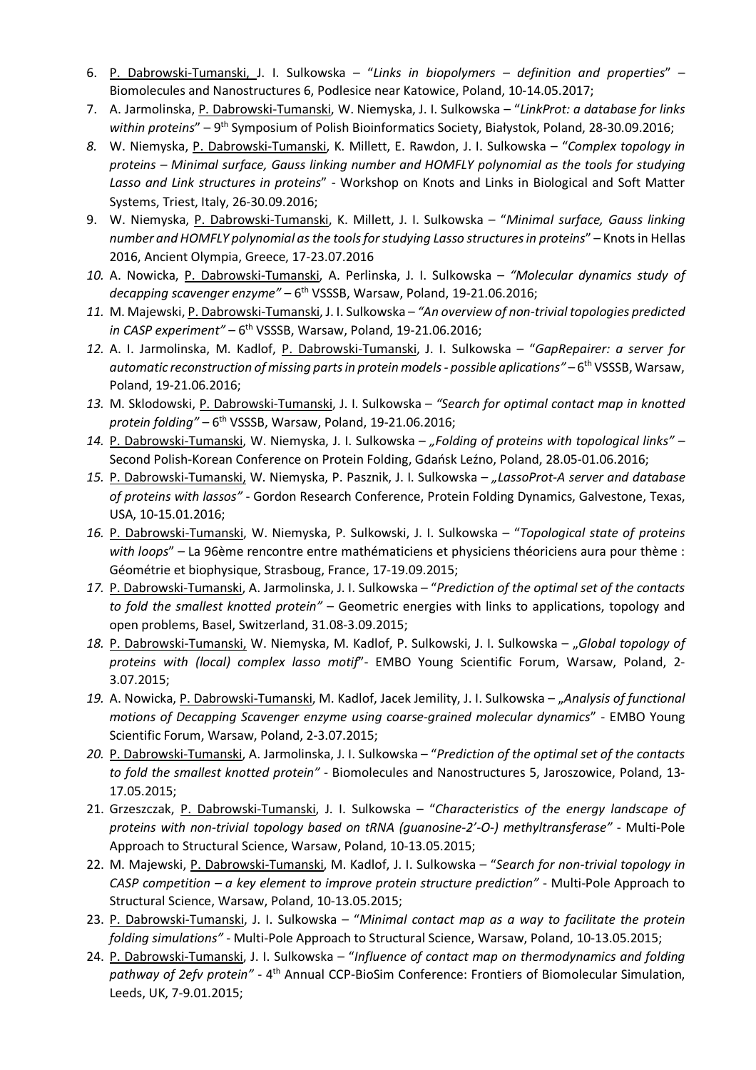6. P. Dabrowski-Tumanski, J. I. Sulkowska – "*Links in biopolymers – definition and properties*" – Biomolecules and Nanostructures 6, Podlesice near Katowice, Poland, 10-14.05.2017;
7. A. Jarmolinska, P. Dabrowski-Tumanski, W. Niemyska, J. I. Sulkowska – "*LinkProt: a database for links within proteins*" – 9th Symposium of Polish Bioinformatics Society, Białystok, Poland, 28-30.09.2016;
8. W. Niemyska, P. Dabrowski-Tumanski, K. Millett, E. Rawdon, J. I. Sulkowska – "*Complex topology in proteins – Minimal surface, Gauss linking number and HOMFLY polynomial as the tools for studying Lasso and Link structures in proteins*" - Workshop on Knots and Links in Biological and Soft Matter Systems, Triest, Italy, 26-30.09.2016;
9. W. Niemyska, P. Dabrowski-Tumanski, K. Millett, J. I. Sulkowska – "*Minimal surface, Gauss linking number and HOMFLY polynomial as the tools for studying Lasso structures in proteins*" – Knots in Hellas 2016, Ancient Olympia, Greece, 17-23.07.2016
10. A. Nowicka, P. Dabrowski-Tumanski, A. Perlinska, J. I. Sulkowska – *"Molecular dynamics study of decapping scavenger enzyme"* – 6th VSSSB, Warsaw, Poland, 19-21.06.2016;
11. M. Majewski, P. Dabrowski-Tumanski, J. I. Sulkowska – *"An overview of non-trivial topologies predicted in CASP experiment"* – 6th VSSSB, Warsaw, Poland, 19-21.06.2016;
12. A. I. Jarmolinska, M. Kadlof, P. Dabrowski-Tumanski, J. I. Sulkowska – "*GapRepairer: a server for automatic reconstruction of missing parts in protein models - possible aplications"* – 6th VSSSB, Warsaw, Poland, 19-21.06.2016;
13. M. Sklodowski, P. Dabrowski-Tumanski, J. I. Sulkowska – *"Search for optimal contact map in knotted protein folding"* – 6th VSSSB, Warsaw, Poland, 19-21.06.2016;
14. P. Dabrowski-Tumanski, W. Niemyska, J. I. Sulkowska – *„Folding of proteins with topological links"* – Second Polish-Korean Conference on Protein Folding, Gdańsk Leźno, Poland, 28.05-01.06.2016;
15. P. Dabrowski-Tumanski, W. Niemyska, P. Pasznik, J. I. Sulkowska – *„LassoProt-A server and database of proteins with lassos"* - Gordon Research Conference, Protein Folding Dynamics, Galvestone, Texas, USA, 10-15.01.2016;
16. P. Dabrowski-Tumanski, W. Niemyska, P. Sulkowski, J. I. Sulkowska – "*Topological state of proteins with loops*" – La 96ème rencontre entre mathématiciens et physiciens théoriciens aura pour thème : Géométrie et biophysique, Strasboug, France, 17-19.09.2015;
17. P. Dabrowski-Tumanski, A. Jarmolinska, J. I. Sulkowska – "*Prediction of the optimal set of the contacts to fold the smallest knotted protein"* – Geometric energies with links to applications, topology and open problems, Basel, Switzerland, 31.08-3.09.2015;
18. P. Dabrowski-Tumanski, W. Niemyska, M. Kadlof, P. Sulkowski, J. I. Sulkowska – „*Global topology of proteins with (local) complex lasso motif*"- EMBO Young Scientific Forum, Warsaw, Poland, 2-3.07.2015;
19. A. Nowicka, P. Dabrowski-Tumanski, M. Kadlof, Jacek Jemility, J. I. Sulkowska – „*Analysis of functional motions of Decapping Scavenger enzyme using coarse-grained molecular dynamics*" - EMBO Young Scientific Forum, Warsaw, Poland, 2-3.07.2015;
20. P. Dabrowski-Tumanski, A. Jarmolinska, J. I. Sulkowska – "*Prediction of the optimal set of the contacts to fold the smallest knotted protein"* - Biomolecules and Nanostructures 5, Jaroszowice, Poland, 13-17.05.2015;
21. Grzeszczak, P. Dabrowski-Tumanski, J. I. Sulkowska – "*Characteristics of the energy landscape of proteins with non-trivial topology based on tRNA (guanosine-2'-O-) methyltransferase"* - Multi-Pole Approach to Structural Science, Warsaw, Poland, 10-13.05.2015;
22. M. Majewski, P. Dabrowski-Tumanski, M. Kadlof, J. I. Sulkowska – "*Search for non-trivial topology in CASP competition – a key element to improve protein structure prediction"* - Multi-Pole Approach to Structural Science, Warsaw, Poland, 10-13.05.2015;
23. P. Dabrowski-Tumanski, J. I. Sulkowska – "*Minimal contact map as a way to facilitate the protein folding simulations"* - Multi-Pole Approach to Structural Science, Warsaw, Poland, 10-13.05.2015;
24. P. Dabrowski-Tumanski, J. I. Sulkowska – "*Influence of contact map on thermodynamics and folding pathway of 2efv protein"* - 4th Annual CCP-BioSim Conference: Frontiers of Biomolecular Simulation, Leeds, UK, 7-9.01.2015;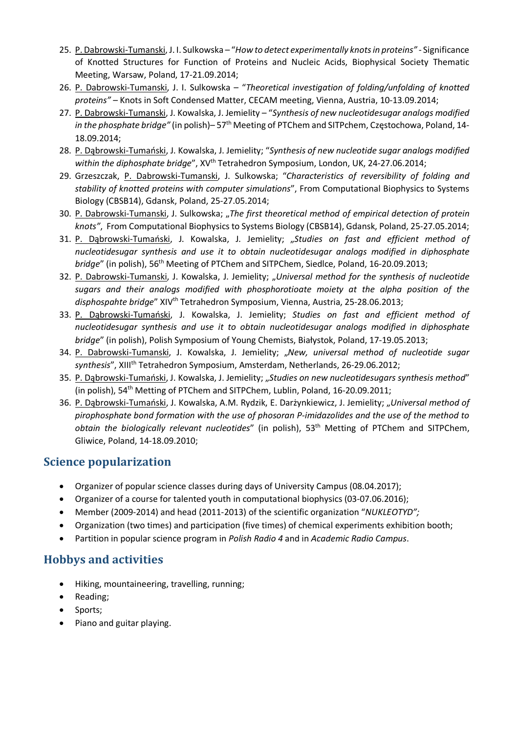25. P. Dabrowski-Tumanski, J. I. Sulkowska – "*How to detect experimentally knots in proteins*" - Significance of Knotted Structures for Function of Proteins and Nucleic Acids, Biophysical Society Thematic Meeting, Warsaw, Poland, 17-21.09.2014;
26. P. Dabrowski-Tumanski, J. I. Sulkowska – "*Theoretical investigation of folding/unfolding of knotted proteins*" – Knots in Soft Condensed Matter, CECAM meeting, Vienna, Austria, 10-13.09.2014;
27. P. Dabrowski-Tumanski, J. Kowalska, J. Jemielity – "*Synthesis of new nucleotidesugar analogs modified in the phosphate bridge*" (in polish)– 57th Meeting of PTChem and SITPchem, Częstochowa, Poland, 14-18.09.2014;
28. P. Dąbrowski-Tumański, J. Kowalska, J. Jemielity; "*Synthesis of new nucleotide sugar analogs modified within the diphosphate bridge*", XVth Tetrahedron Symposium, London, UK, 24-27.06.2014;
29. Grzeszczak, P. Dabrowski-Tumanski, J. Sulkowska; "*Characteristics of reversibility of folding and stability of knotted proteins with computer simulations*", From Computational Biophysics to Systems Biology (CBSB14), Gdansk, Poland, 25-27.05.2014;
30. P. Dabrowski-Tumanski, J. Sulkowska; „*The first theoretical method of empirical detection of protein knots*", From Computational Biophysics to Systems Biology (CBSB14), Gdansk, Poland, 25-27.05.2014;
31. P. Dąbrowski-Tumański, J. Kowalska, J. Jemielity; „*Studies on fast and efficient method of nucleotidesugar synthesis and use it to obtain nucleotidesugar analogs modified in diphosphate bridge*" (in polish), 56th Meeting of PTChem and SITPChem, Siedlce, Poland, 16-20.09.2013;
32. P. Dabrowski-Tumanski, J. Kowalska, J. Jemielity; „*Universal method for the synthesis of nucleotide sugars and their analogs modified with phosphorotioate moiety at the alpha position of the disphospahte bridge*" XIVth Tetrahedron Symposium, Vienna, Austria, 25-28.06.2013;
33. P. Dąbrowski-Tumański, J. Kowalska, J. Jemielity; *Studies on fast and efficient method of nucleotidesugar synthesis and use it to obtain nucleotidesugar analogs modified in diphosphate bridge*" (in polish), Polish Symposium of Young Chemists, Białystok, Poland, 17-19.05.2013;
34. P. Dabrowski-Tumanski, J. Kowalska, J. Jemielity; „*New, universal method of nucleotide sugar synthesis*", XIIIth Tetrahedron Symposium, Amsterdam, Netherlands, 26-29.06.2012;
35. P. Dąbrowski-Tumański, J. Kowalska, J. Jemielity; „*Studies on new nucleotidesugars synthesis method*" (in polish), 54th Metting of PTChem and SITPChem, Lublin, Poland, 16-20.09.2011;
36. P. Dąbrowski-Tumański, J. Kowalska, A.M. Rydzik, E. Darżynkiewicz, J. Jemielity; „*Universal method of pirophosphate bond formation with the use of phosoran P-imidazolides and the use of the method to obtain the biologically relevant nucleotides*" (in polish), 53th Metting of PTChem and SITPChem, Gliwice, Poland, 14-18.09.2010;

## Science popularization

- Organizer of popular science classes during days of University Campus (08.04.2017);
- Organizer of a course for talented youth in computational biophysics (03-07.06.2016);
- Member (2009-2014) and head (2011-2013) of the scientific organization "*NUKLEOTYD";*
- Organization (two times) and participation (five times) of chemical experiments exhibition booth;
- Partition in popular science program in *Polish Radio 4* and in *Academic Radio Campus*.

## Hobbys and activities

- Hiking, mountaineering, travelling, running;
- Reading;
- Sports;
- Piano and guitar playing.